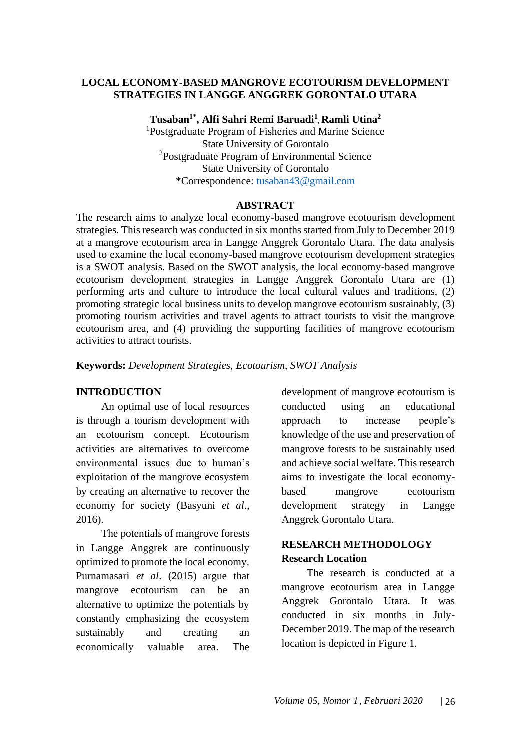# LOCAL ECONOMY-BASED MANGROVE ECOTOURISM DEVELOPMENT STRATEGIES IN LANGGE ANGGREK GORONTALO UTARA

**Tusaban[1*], Alfi Sahri Remi Baruadi[1], Ramli Utina[2]**

[1]Postgraduate Program of Fisheries and Marine Science
State University of Gorontalo
[2]Postgraduate Program of Environmental Science
State University of Gorontalo
*Correspondence: tusaban43@gmail.com

## ABSTRACT

The research aims to analyze local economy-based mangrove ecotourism development strategies. This research was conducted in six months started from July to December 2019 at a mangrove ecotourism area in Langge Anggrek Gorontalo Utara. The data analysis used to examine the local economy-based mangrove ecotourism development strategies is a SWOT analysis. Based on the SWOT analysis, the local economy-based mangrove ecotourism development strategies in Langge Anggrek Gorontalo Utara are (1) performing arts and culture to introduce the local cultural values and traditions, (2) promoting strategic local business units to develop mangrove ecotourism sustainably, (3) promoting tourism activities and travel agents to attract tourists to visit the mangrove ecotourism area, and (4) providing the supporting facilities of mangrove ecotourism activities to attract tourists.

**Keywords:** *Development Strategies, Ecotourism, SWOT Analysis*

## INTRODUCTION

An optimal use of local resources is through a tourism development with an ecotourism concept. Ecotourism activities are alternatives to overcome environmental issues due to human's exploitation of the mangrove ecosystem by creating an alternative to recover the economy for society (Basyuni *et al*., 2016).

The potentials of mangrove forests in Langge Anggrek are continuously optimized to promote the local economy. Purnamasari *et al*. (2015) argue that mangrove ecotourism can be an alternative to optimize the potentials by constantly emphasizing the ecosystem sustainably and creating an economically valuable area. The development of mangrove ecotourism is conducted using an educational approach to increase people's knowledge of the use and preservation of mangrove forests to be sustainably used and achieve social welfare. This research aims to investigate the local economy-based mangrove ecotourism development strategy in Langge Anggrek Gorontalo Utara.

## RESEARCH METHODOLOGY

### Research Location

The research is conducted at a mangrove ecotourism area in Langge Anggrek Gorontalo Utara. It was conducted in six months in July-December 2019. The map of the research location is depicted in Figure 1.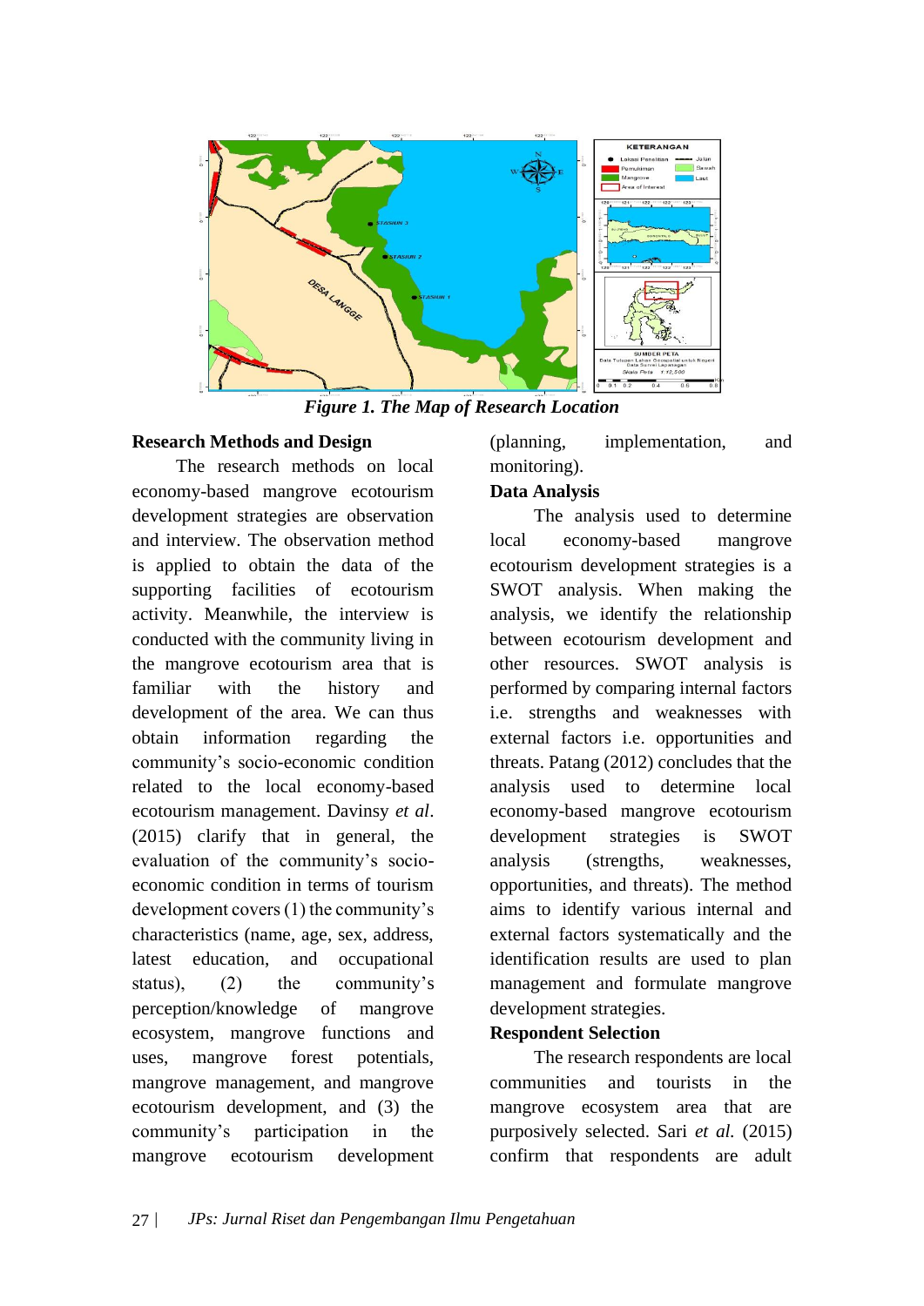*Figure 1. The Map of Research Location*

**Research Methods and Design**

The research methods on local economy-based mangrove ecotourism development strategies are observation and interview. The observation method is applied to obtain the data of the supporting facilities of ecotourism activity. Meanwhile, the interview is conducted with the community living in the mangrove ecotourism area that is familiar with the history and development of the area. We can thus obtain information regarding the community's socio-economic condition related to the local economy-based ecotourism management. Davinsy *et al*. (2015) clarify that in general, the evaluation of the community's socio-economic condition in terms of tourism development covers (1) the community's characteristics (name, age, sex, address, latest education, and occupational status), (2) the community's perception/knowledge of mangrove ecosystem, mangrove functions and uses, mangrove forest potentials, mangrove management, and mangrove ecotourism development, and (3) the community's participation in the mangrove ecotourism development (planning, implementation, and monitoring).

**Data Analysis**

The analysis used to determine local economy-based mangrove ecotourism development strategies is a SWOT analysis. When making the analysis, we identify the relationship between ecotourism development and other resources. SWOT analysis is performed by comparing internal factors i.e. strengths and weaknesses with external factors i.e. opportunities and threats. Patang (2012) concludes that the analysis used to determine local economy-based mangrove ecotourism development strategies is SWOT analysis (strengths, weaknesses, opportunities, and threats). The method aims to identify various internal and external factors systematically and the identification results are used to plan management and formulate mangrove development strategies.

**Respondent Selection**

The research respondents are local communities and tourists in the mangrove ecosystem area that are purposively selected. Sari *et al.* (2015) confirm that respondents are adult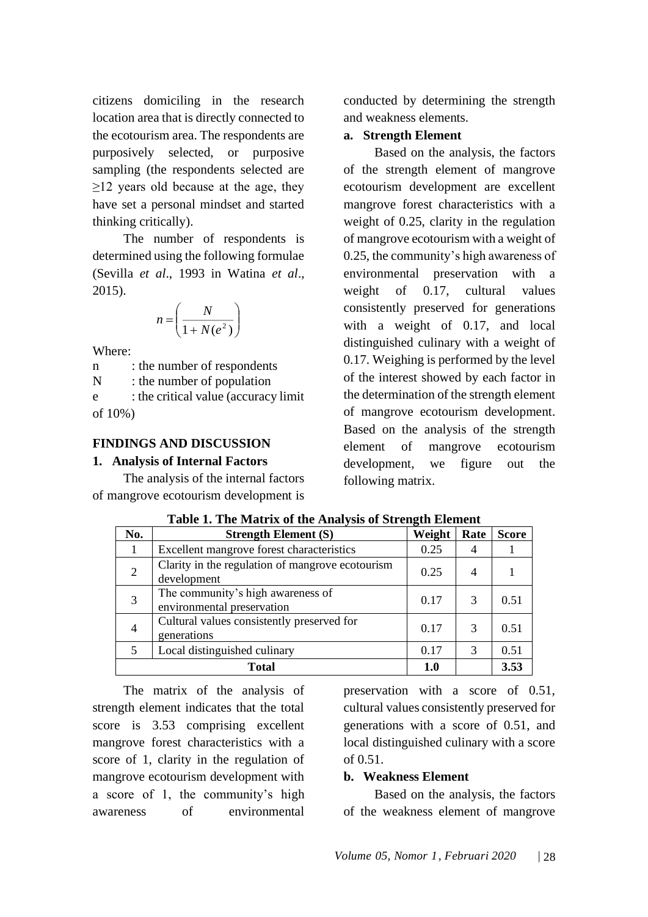citizens domiciling in the research location area that is directly connected to the ecotourism area. The respondents are purposively selected, or purposive sampling (the respondents selected are ≥12 years old because at the age, they have set a personal mindset and started thinking critically).

The number of respondents is determined using the following formulae (Sevilla *et al*., 1993 in Watina *et al*., 2015).

$$n = \left( \frac{N}{1 + N(e^2)} \right)$$

Where:

n : the number of respondents

N : the number of population

e : the critical value (accuracy limit of 10%)

## FINDINGS AND DISCUSSION

### 1. Analysis of Internal Factors

The analysis of the internal factors of mangrove ecotourism development is conducted by determining the strength and weakness elements.

#### a. Strength Element

Based on the analysis, the factors of the strength element of mangrove ecotourism development are excellent mangrove forest characteristics with a weight of 0.25, clarity in the regulation of mangrove ecotourism with a weight of 0.25, the community's high awareness of environmental preservation with a weight of 0.17, cultural values consistently preserved for generations with a weight of 0.17, and local distinguished culinary with a weight of 0.17. Weighing is performed by the level of the interest showed by each factor in the determination of the strength element of mangrove ecotourism development. Based on the analysis of the strength element of mangrove ecotourism development, we figure out the following matrix.

**Table 1. The Matrix of the Analysis of Strength Element**

| No. | Strength Element (S) | Weight | Rate | Score |
|---|---|---|---|---|
| 1 | Excellent mangrove forest characteristics | 0.25 | 4 | 1 |
| 2 | Clarity in the regulation of mangrove ecotourism development | 0.25 | 4 | 1 |
| 3 | The community's high awareness of environmental preservation | 0.17 | 3 | 0.51 |
| 4 | Cultural values consistently preserved for generations | 0.17 | 3 | 0.51 |
| 5 | Local distinguished culinary | 0.17 | 3 | 0.51 |
| **Total** | | **1.0** | | **3.53** |

The matrix of the analysis of strength element indicates that the total score is 3.53 comprising excellent mangrove forest characteristics with a score of 1, clarity in the regulation of mangrove ecotourism development with a score of 1, the community's high awareness of environmental preservation with a score of 0.51, cultural values consistently preserved for generations with a score of 0.51, and local distinguished culinary with a score of 0.51.

#### b. Weakness Element

Based on the analysis, the factors of the weakness element of mangrove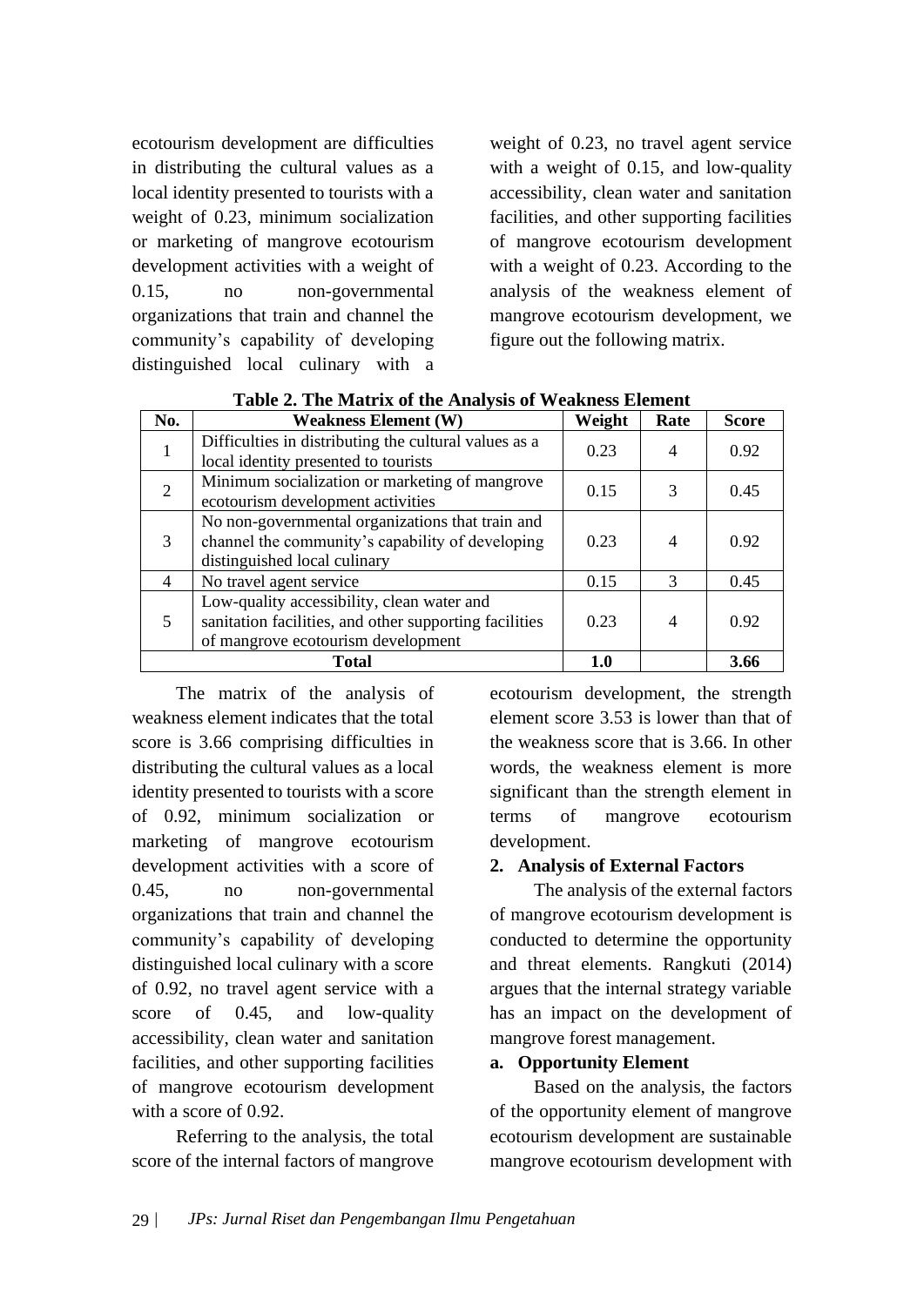ecotourism development are difficulties in distributing the cultural values as a local identity presented to tourists with a weight of 0.23, minimum socialization or marketing of mangrove ecotourism development activities with a weight of 0.15, no non-governmental organizations that train and channel the community's capability of developing distinguished local culinary with a weight of 0.23, no travel agent service with a weight of 0.15, and low-quality accessibility, clean water and sanitation facilities, and other supporting facilities of mangrove ecotourism development with a weight of 0.23. According to the analysis of the weakness element of mangrove ecotourism development, we figure out the following matrix.

**Table 2. The Matrix of the Analysis of Weakness Element**

| No. | Weakness Element (W) | Weight | Rate | Score |
|---|---|---|---|---|
| 1 | Difficulties in distributing the cultural values as a local identity presented to tourists | 0.23 | 4 | 0.92 |
| 2 | Minimum socialization or marketing of mangrove ecotourism development activities | 0.15 | 3 | 0.45 |
| 3 | No non-governmental organizations that train and channel the community's capability of developing distinguished local culinary | 0.23 | 4 | 0.92 |
| 4 | No travel agent service | 0.15 | 3 | 0.45 |
| 5 | Low-quality accessibility, clean water and sanitation facilities, and other supporting facilities of mangrove ecotourism development | 0.23 | 4 | 0.92 |
| **Total** | | **1.0** | | **3.66** |

The matrix of the analysis of weakness element indicates that the total score is 3.66 comprising difficulties in distributing the cultural values as a local identity presented to tourists with a score of 0.92, minimum socialization or marketing of mangrove ecotourism development activities with a score of 0.45, no non-governmental organizations that train and channel the community's capability of developing distinguished local culinary with a score of 0.92, no travel agent service with a score of 0.45, and low-quality accessibility, clean water and sanitation facilities, and other supporting facilities of mangrove ecotourism development with a score of 0.92.

Referring to the analysis, the total score of the internal factors of mangrove ecotourism development, the strength element score 3.53 is lower than that of the weakness score that is 3.66. In other words, the weakness element is more significant than the strength element in terms of mangrove ecotourism development.

### 2. Analysis of External Factors

The analysis of the external factors of mangrove ecotourism development is conducted to determine the opportunity and threat elements. Rangkuti (2014) argues that the internal strategy variable has an impact on the development of mangrove forest management.

#### a. Opportunity Element

Based on the analysis, the factors of the opportunity element of mangrove ecotourism development are sustainable mangrove ecotourism development with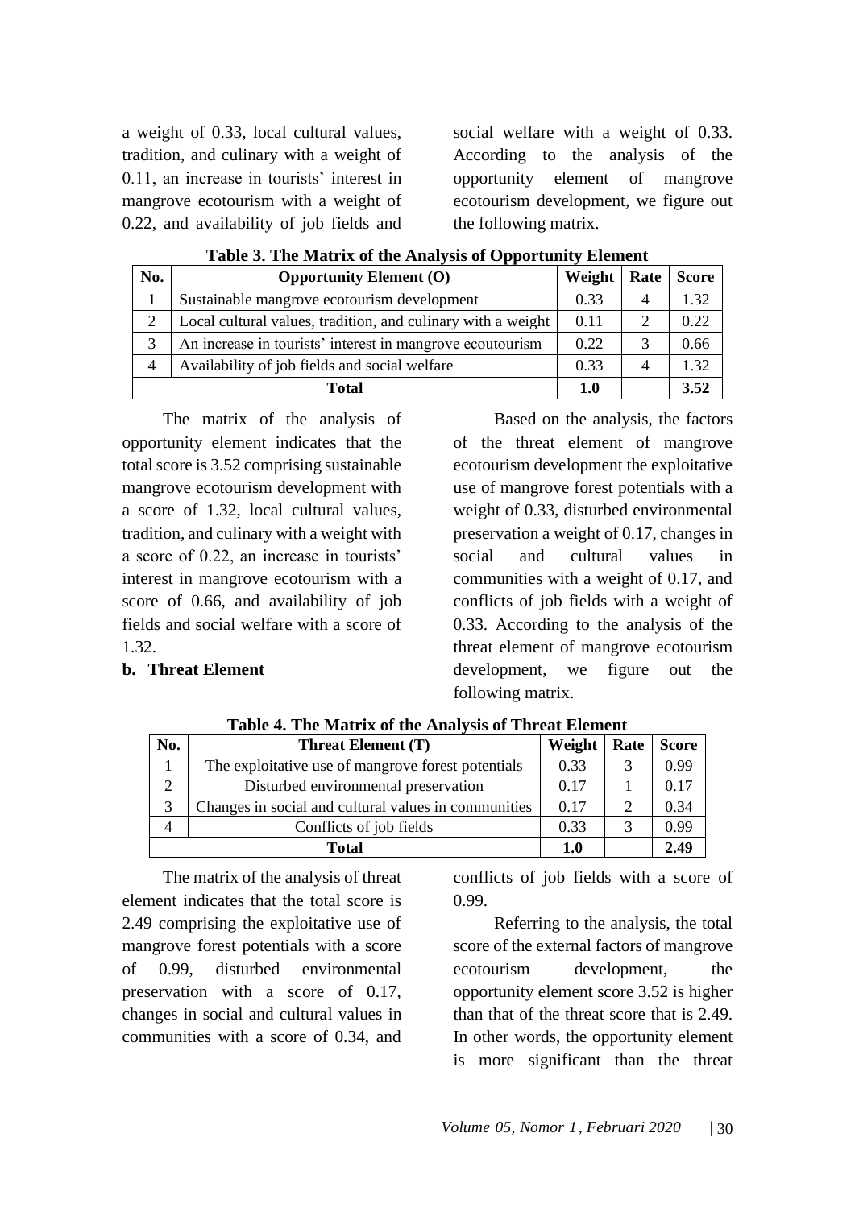a weight of 0.33, local cultural values, tradition, and culinary with a weight of 0.11, an increase in tourists' interest in mangrove ecotourism with a weight of 0.22, and availability of job fields and social welfare with a weight of 0.33. According to the analysis of the opportunity element of mangrove ecotourism development, we figure out the following matrix.

**Table 3. The Matrix of the Analysis of Opportunity Element**

| No. | Opportunity Element (O) | Weight | Rate | Score |
|---|---|---|---|---|
| 1 | Sustainable mangrove ecotourism development | 0.33 | 4 | 1.32 |
| 2 | Local cultural values, tradition, and culinary with a weight | 0.11 | 2 | 0.22 |
| 3 | An increase in tourists' interest in mangrove ecoutourism | 0.22 | 3 | 0.66 |
| 4 | Availability of job fields and social welfare | 0.33 | 4 | 1.32 |
| **Total** | | **1.0** | | **3.52** |

The matrix of the analysis of opportunity element indicates that the total score is 3.52 comprising sustainable mangrove ecotourism development with a score of 1.32, local cultural values, tradition, and culinary with a weight with a score of 0.22, an increase in tourists' interest in mangrove ecotourism with a score of 0.66, and availability of job fields and social welfare with a score of 1.32.

**b. Threat Element**

Based on the analysis, the factors of the threat element of mangrove ecotourism development the exploitative use of mangrove forest potentials with a weight of 0.33, disturbed environmental preservation a weight of 0.17, changes in social and cultural values in communities with a weight of 0.17, and conflicts of job fields with a weight of 0.33. According to the analysis of the threat element of mangrove ecotourism development, we figure out the following matrix.

**Table 4. The Matrix of the Analysis of Threat Element**

| No. | Threat Element (T) | Weight | Rate | Score |
|---|---|---|---|---|
| 1 | The exploitative use of mangrove forest potentials | 0.33 | 3 | 0.99 |
| 2 | Disturbed environmental preservation | 0.17 | 1 | 0.17 |
| 3 | Changes in social and cultural values in communities | 0.17 | 2 | 0.34 |
| 4 | Conflicts of job fields | 0.33 | 3 | 0.99 |
| **Total** | | **1.0** | | **2.49** |

The matrix of the analysis of threat element indicates that the total score is 2.49 comprising the exploitative use of mangrove forest potentials with a score of 0.99, disturbed environmental preservation with a score of 0.17, changes in social and cultural values in communities with a score of 0.34, and conflicts of job fields with a score of 0.99.

Referring to the analysis, the total score of the external factors of mangrove ecotourism development, the opportunity element score 3.52 is higher than that of the threat score that is 2.49. In other words, the opportunity element is more significant than the threat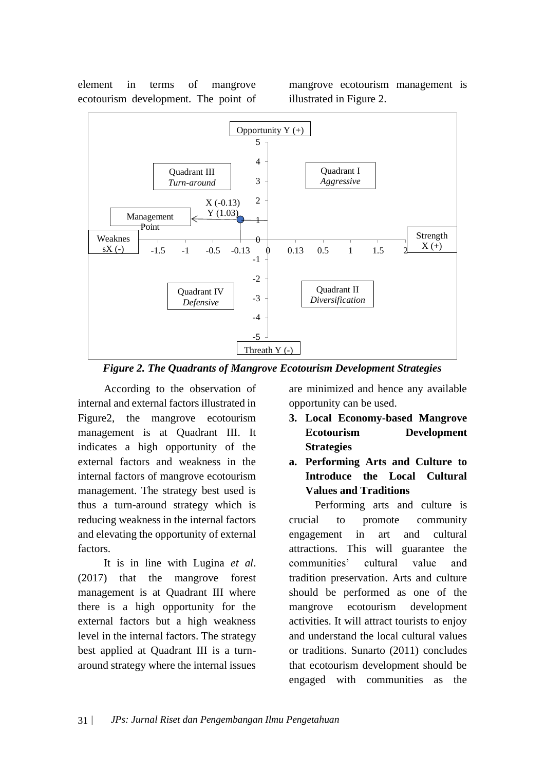element in terms of mangrove ecotourism development. The point of mangrove ecotourism management is illustrated in Figure 2.

*Figure 2. The Quadrants of Mangrove Ecotourism Development Strategies*

According to the observation of internal and external factors illustrated in Figure2, the mangrove ecotourism management is at Quadrant III. It indicates a high opportunity of the external factors and weakness in the internal factors of mangrove ecotourism management. The strategy best used is thus a turn-around strategy which is reducing weakness in the internal factors and elevating the opportunity of external factors.

It is in line with Lugina *et al*. (2017) that the mangrove forest management is at Quadrant III where there is a high opportunity for the external factors but a high weakness level in the internal factors. The strategy best applied at Quadrant III is a turn-around strategy where the internal issues are minimized and hence any available opportunity can be used.

**3. Local Economy-based Mangrove Ecotourism Development Strategies**

**a. Performing Arts and Culture to Introduce the Local Cultural Values and Traditions**

Performing arts and culture is crucial to promote community engagement in art and cultural attractions. This will guarantee the communities' cultural value and tradition preservation. Arts and culture should be performed as one of the mangrove ecotourism development activities. It will attract tourists to enjoy and understand the local cultural values or traditions. Sunarto (2011) concludes that ecotourism development should be engaged with communities as the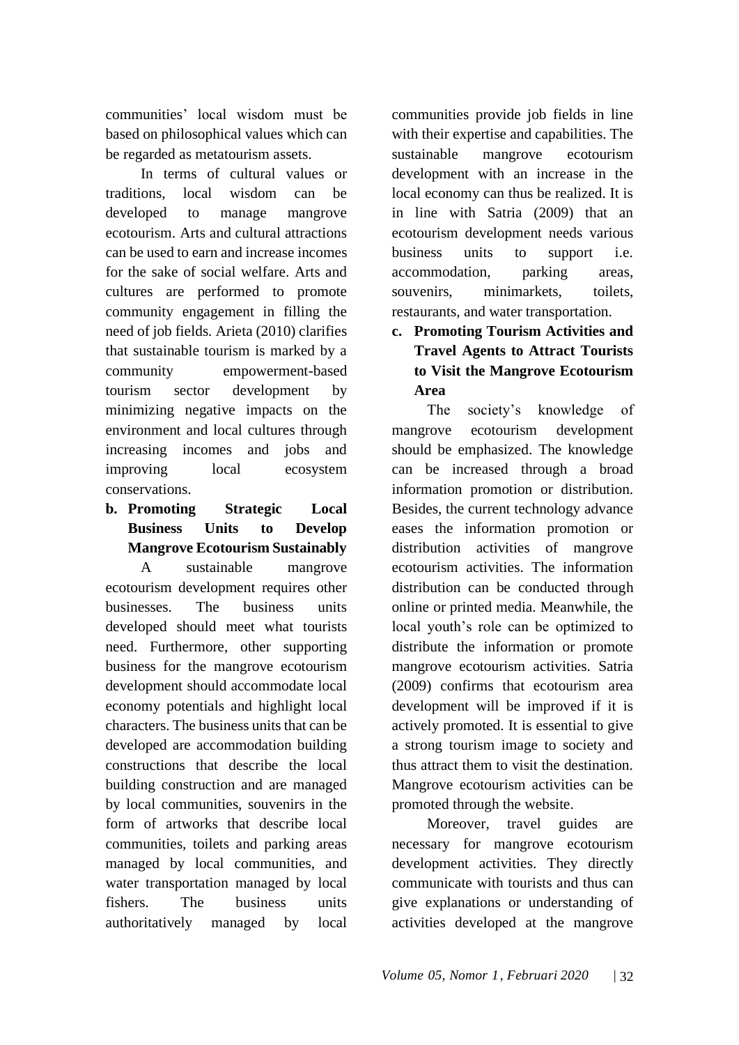communities' local wisdom must be based on philosophical values which can be regarded as metatourism assets.

In terms of cultural values or traditions, local wisdom can be developed to manage mangrove ecotourism. Arts and cultural attractions can be used to earn and increase incomes for the sake of social welfare. Arts and cultures are performed to promote community engagement in filling the need of job fields. Arieta (2010) clarifies that sustainable tourism is marked by a community empowerment-based tourism sector development by minimizing negative impacts on the environment and local cultures through increasing incomes and jobs and improving local ecosystem conservations.

**b. Promoting Strategic Local Business Units to Develop Mangrove Ecotourism Sustainably**

A sustainable mangrove ecotourism development requires other businesses. The business units developed should meet what tourists need. Furthermore, other supporting business for the mangrove ecotourism development should accommodate local economy potentials and highlight local characters. The business units that can be developed are accommodation building constructions that describe the local building construction and are managed by local communities, souvenirs in the form of artworks that describe local communities, toilets and parking areas managed by local communities, and water transportation managed by local fishers. The business units authoritatively managed by local communities provide job fields in line with their expertise and capabilities. The sustainable mangrove ecotourism development with an increase in the local economy can thus be realized. It is in line with Satria (2009) that an ecotourism development needs various business units to support i.e. accommodation, parking areas, souvenirs, minimarkets, toilets, restaurants, and water transportation.

**c. Promoting Tourism Activities and Travel Agents to Attract Tourists to Visit the Mangrove Ecotourism Area**

The society's knowledge of mangrove ecotourism development should be emphasized. The knowledge can be increased through a broad information promotion or distribution. Besides, the current technology advance eases the information promotion or distribution activities of mangrove ecotourism activities. The information distribution can be conducted through online or printed media. Meanwhile, the local youth's role can be optimized to distribute the information or promote mangrove ecotourism activities. Satria (2009) confirms that ecotourism area development will be improved if it is actively promoted. It is essential to give a strong tourism image to society and thus attract them to visit the destination. Mangrove ecotourism activities can be promoted through the website.

Moreover, travel guides are necessary for mangrove ecotourism development activities. They directly communicate with tourists and thus can give explanations or understanding of activities developed at the mangrove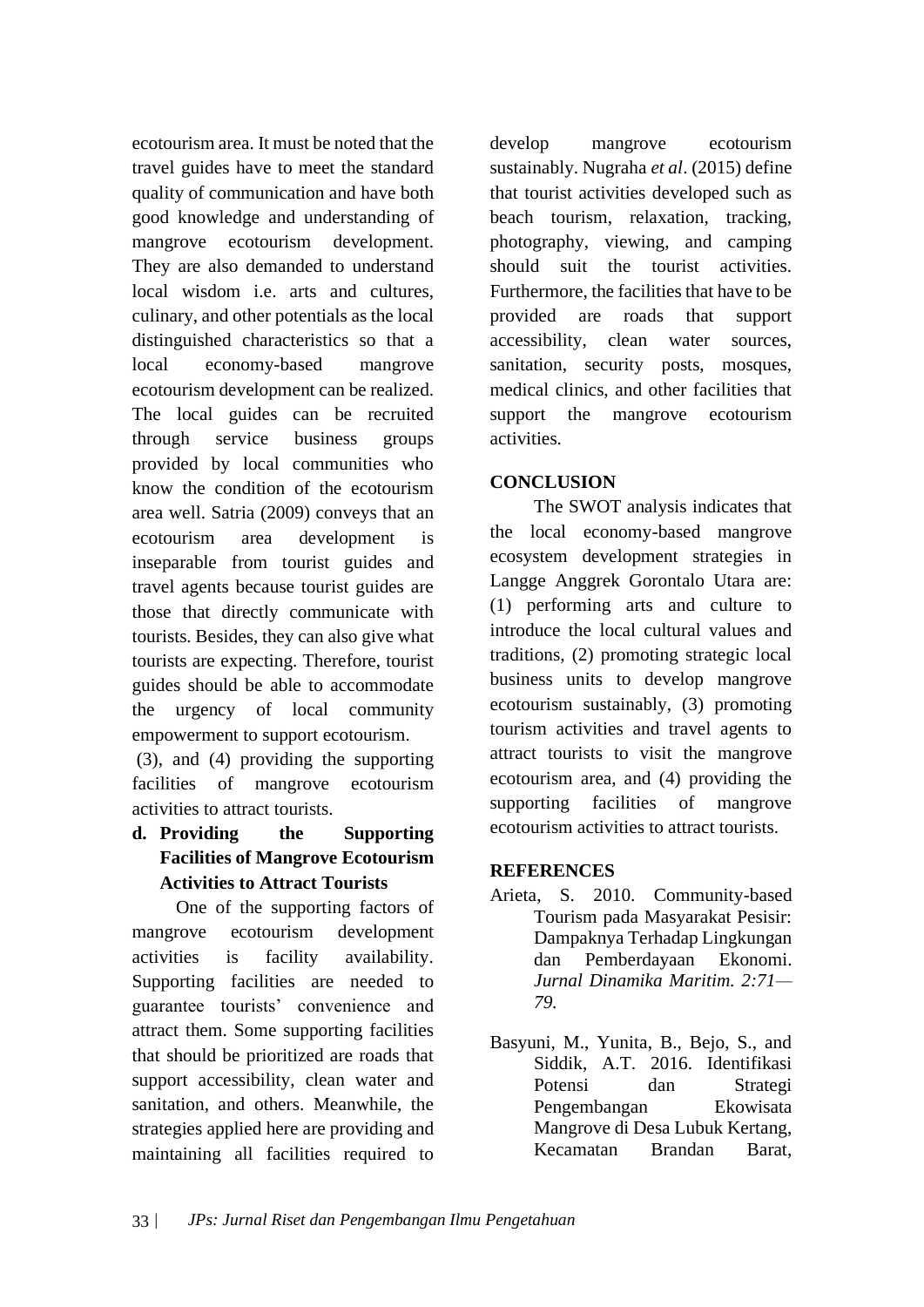ecotourism area. It must be noted that the travel guides have to meet the standard quality of communication and have both good knowledge and understanding of mangrove ecotourism development. They are also demanded to understand local wisdom i.e. arts and cultures, culinary, and other potentials as the local distinguished characteristics so that a local economy-based mangrove ecotourism development can be realized. The local guides can be recruited through service business groups provided by local communities who know the condition of the ecotourism area well. Satria (2009) conveys that an ecotourism area development is inseparable from tourist guides and travel agents because tourist guides are those that directly communicate with tourists. Besides, they can also give what tourists are expecting. Therefore, tourist guides should be able to accommodate the urgency of local community empowerment to support ecotourism.

(3), and (4) providing the supporting facilities of mangrove ecotourism activities to attract tourists.

**d. Providing the Supporting Facilities of Mangrove Ecotourism Activities to Attract Tourists**

One of the supporting factors of mangrove ecotourism development activities is facility availability. Supporting facilities are needed to guarantee tourists' convenience and attract them. Some supporting facilities that should be prioritized are roads that support accessibility, clean water and sanitation, and others. Meanwhile, the strategies applied here are providing and maintaining all facilities required to develop mangrove ecotourism sustainably. Nugraha *et al*. (2015) define that tourist activities developed such as beach tourism, relaxation, tracking, photography, viewing, and camping should suit the tourist activities. Furthermore, the facilities that have to be provided are roads that support accessibility, clean water sources, sanitation, security posts, mosques, medical clinics, and other facilities that support the mangrove ecotourism activities.

## CONCLUSION

The SWOT analysis indicates that the local economy-based mangrove ecosystem development strategies in Langge Anggrek Gorontalo Utara are: (1) performing arts and culture to introduce the local cultural values and traditions, (2) promoting strategic local business units to develop mangrove ecotourism sustainably, (3) promoting tourism activities and travel agents to attract tourists to visit the mangrove ecotourism area, and (4) providing the supporting facilities of mangrove ecotourism activities to attract tourists.

## REFERENCES

Arieta, S. 2010. Community-based Tourism pada Masyarakat Pesisir: Dampaknya Terhadap Lingkungan dan Pemberdayaan Ekonomi. *Jurnal Dinamika Maritim. 2:71—79.*

Basyuni, M., Yunita, B., Bejo, S., and Siddik, A.T. 2016. Identifikasi Potensi dan Strategi Pengembangan Ekowisata Mangrove di Desa Lubuk Kertang, Kecamatan Brandan Barat,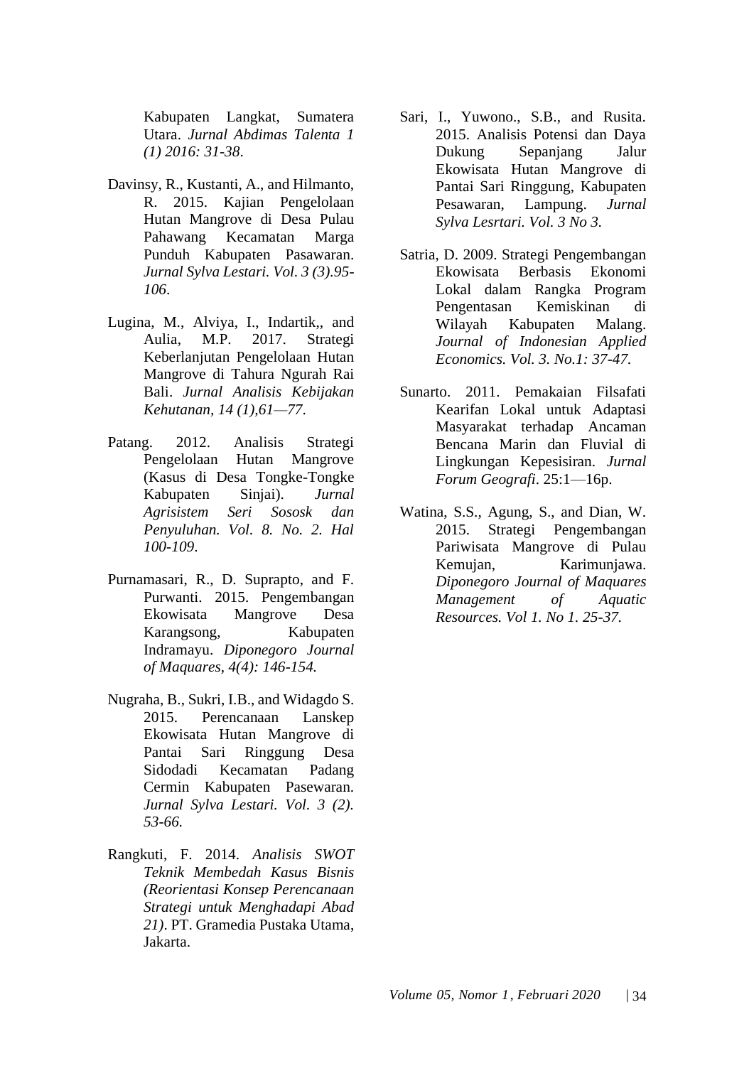Kabupaten Langkat, Sumatera Utara. *Jurnal Abdimas Talenta 1 (1) 2016: 31-38*.

Davinsy, R., Kustanti, A., and Hilmanto, R. 2015. Kajian Pengelolaan Hutan Mangrove di Desa Pulau Pahawang Kecamatan Marga Punduh Kabupaten Pasawaran. *Jurnal Sylva Lestari. Vol. 3 (3).95-106*.

Lugina, M., Alviya, I., Indartik,, and Aulia, M.P. 2017. Strategi Keberlanjutan Pengelolaan Hutan Mangrove di Tahura Ngurah Rai Bali. *Jurnal Analisis Kebijakan Kehutanan, 14 (1),61—77*.

Patang. 2012. Analisis Strategi Pengelolaan Hutan Mangrove (Kasus di Desa Tongke-Tongke Kabupaten Sinjai). *Jurnal Agrisistem Seri Sososk dan Penyuluhan. Vol. 8. No. 2. Hal 100-109*.

Purnamasari, R., D. Suprapto, and F. Purwanti. 2015. Pengembangan Ekowisata Mangrove Desa Karangsong, Kabupaten Indramayu. *Diponegoro Journal of Maquares, 4(4): 146-154.*

Nugraha, B., Sukri, I.B., and Widagdo S. 2015. Perencanaan Lanskep Ekowisata Hutan Mangrove di Pantai Sari Ringgung Desa Sidodadi Kecamatan Padang Cermin Kabupaten Pasewaran. *Jurnal Sylva Lestari. Vol. 3 (2). 53-66.*

Rangkuti, F. 2014. *Analisis SWOT Teknik Membedah Kasus Bisnis (Reorientasi Konsep Perencanaan Strategi untuk Menghadapi Abad 21)*. PT. Gramedia Pustaka Utama, Jakarta.

Sari, I., Yuwono., S.B., and Rusita. 2015. Analisis Potensi dan Daya Dukung Sepanjang Jalur Ekowisata Hutan Mangrove di Pantai Sari Ringgung, Kabupaten Pesawaran, Lampung. *Jurnal Sylva Lesrtari. Vol. 3 No 3.*

Satria, D. 2009. Strategi Pengembangan Ekowisata Berbasis Ekonomi Lokal dalam Rangka Program Pengentasan Kemiskinan di Wilayah Kabupaten Malang. *Journal of Indonesian Applied Economics. Vol. 3. No.1: 37-47.*

Sunarto. 2011. Pemakaian Filsafati Kearifan Lokal untuk Adaptasi Masyarakat terhadap Ancaman Bencana Marin dan Fluvial di Lingkungan Kepesisiran. *Jurnal Forum Geografi*. 25:1—16p.

Watina, S.S., Agung, S., and Dian, W. 2015. Strategi Pengembangan Pariwisata Mangrove di Pulau Kemujan, Karimunjawa. *Diponegoro Journal of Maquares Management of Aquatic Resources. Vol 1. No 1. 25-37.*